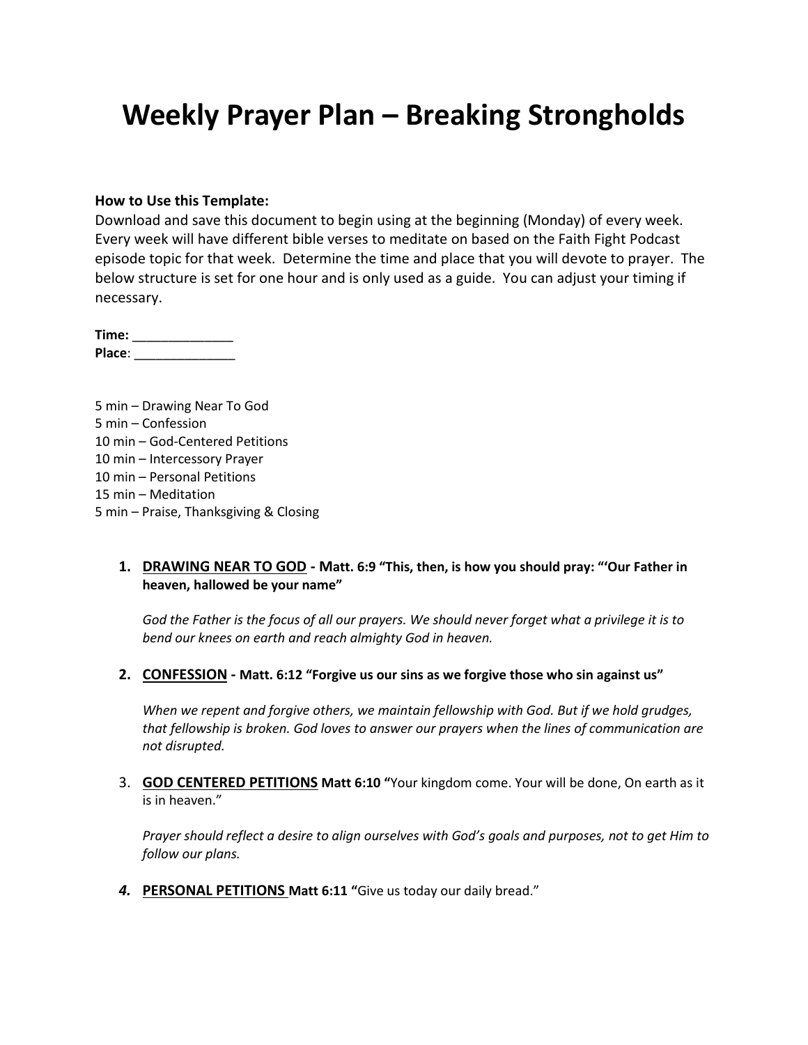# Weekly Prayer Plan – Breaking Strongholds

**How to Use this Template:**
Download and save this document to begin using at the beginning (Monday) of every week. Every week will have different bible verses to meditate on based on the Faith Fight Podcast episode topic for that week. Determine the time and place that you will devote to prayer. The below structure is set for one hour and is only used as a guide. You can adjust your timing if necessary.

**Time:** ______________
**Place**: ______________

5 min – Drawing Near To God
5 min – Confession
10 min – God-Centered Petitions
10 min – Intercessory Prayer
10 min – Personal Petitions
15 min – Meditation
5 min – Praise, Thanksgiving & Closing

1. **DRAWING NEAR TO GOD - Matt. 6:9 "This, then, is how you should pray: "'Our Father in heaven, hallowed be your name"**

   *God the Father is the focus of all our prayers. We should never forget what a privilege it is to bend our knees on earth and reach almighty God in heaven.*

2. **CONFESSION - Matt. 6:12 "Forgive us our sins as we forgive those who sin against us"**

   *When we repent and forgive others, we maintain fellowship with God. But if we hold grudges, that fellowship is broken. God loves to answer our prayers when the lines of communication are not disrupted.*

3. **GOD CENTERED PETITIONS Matt 6:10 "**Your kingdom come. Your will be done, On earth as it is in heaven."

   *Prayer should reflect a desire to align ourselves with God's goals and purposes, not to get Him to follow our plans.*

4. **PERSONAL PETITIONS Matt 6:11 "**Give us today our daily bread."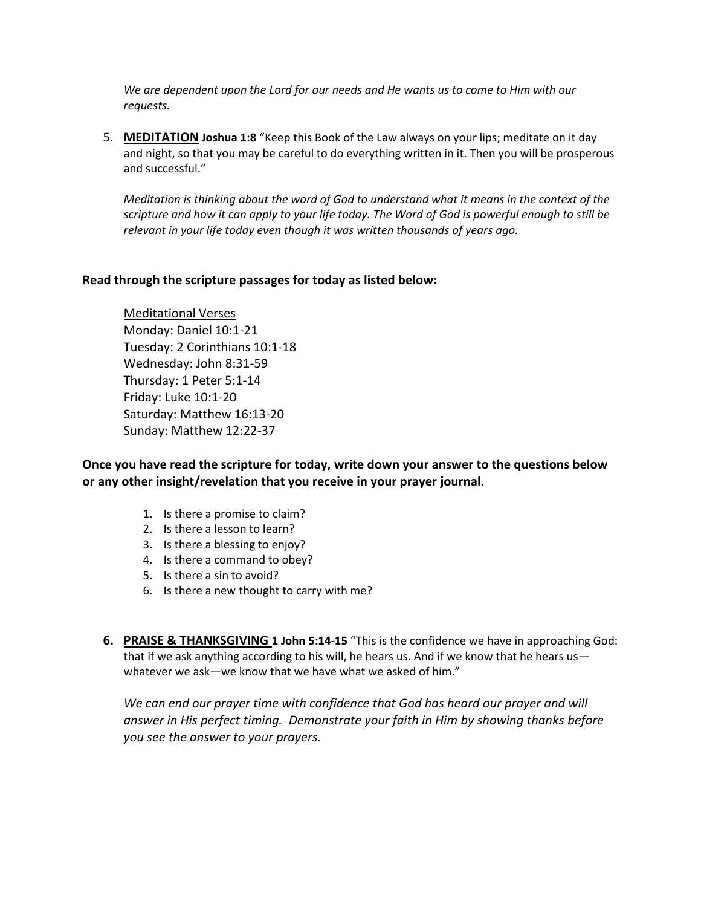*We are dependent upon the Lord for our needs and He wants us to come to Him with our requests.*

5. **MEDITATION** **Joshua 1:8** "Keep this Book of the Law always on your lips; meditate on it day and night, so that you may be careful to do everything written in it. Then you will be prosperous and successful."

   *Meditation is thinking about the word of God to understand what it means in the context of the scripture and how it can apply to your life today. The Word of God is powerful enough to still be relevant in your life today even though it was written thousands of years ago.*

**Read through the scripture passages for today as listed below:**

Meditational Verses
Monday: Daniel 10:1-21
Tuesday: 2 Corinthians 10:1-18
Wednesday: John 8:31-59
Thursday: 1 Peter 5:1-14
Friday: Luke 10:1-20
Saturday: Matthew 16:13-20
Sunday: Matthew 12:22-37

**Once you have read the scripture for today, write down your answer to the questions below or any other insight/revelation that you receive in your prayer journal.**

1. Is there a promise to claim?
2. Is there a lesson to learn?
3. Is there a blessing to enjoy?
4. Is there a command to obey?
5. Is there a sin to avoid?
6. Is there a new thought to carry with me?

6. **PRAISE & THANKSGIVING** **1 John 5:14-15** "This is the confidence we have in approaching God: that if we ask anything according to his will, he hears us. And if we know that he hears us—whatever we ask—we know that we have what we asked of him."

   *We can end our prayer time with confidence that God has heard our prayer and will answer in His perfect timing. Demonstrate your faith in Him by showing thanks before you see the answer to your prayers.*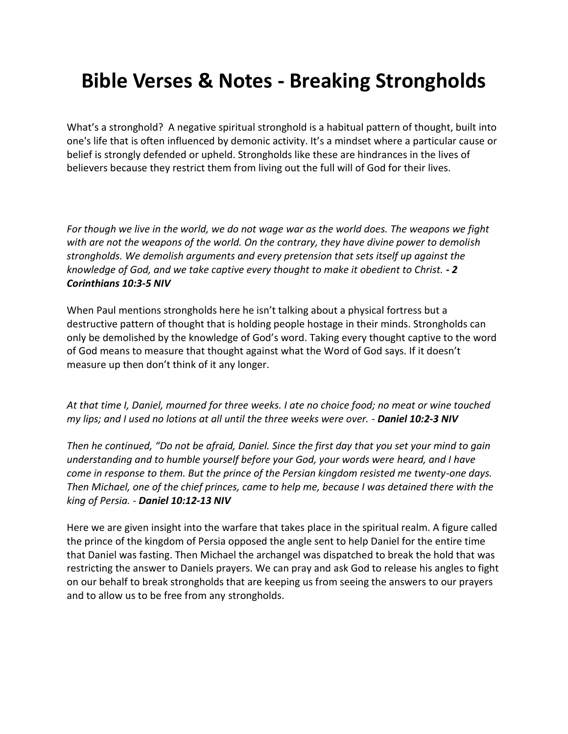# Bible Verses & Notes - Breaking Strongholds

What's a stronghold? A negative spiritual stronghold is a habitual pattern of thought, built into one's life that is often influenced by demonic activity. It's a mindset where a particular cause or belief is strongly defended or upheld. Strongholds like these are hindrances in the lives of believers because they restrict them from living out the full will of God for their lives.

*For though we live in the world, we do not wage war as the world does. The weapons we fight with are not the weapons of the world. On the contrary, they have divine power to demolish strongholds. We demolish arguments and every pretension that sets itself up against the knowledge of God, and we take captive every thought to make it obedient to Christ.* ***- 2 Corinthians 10:3-5 NIV***

When Paul mentions strongholds here he isn't talking about a physical fortress but a destructive pattern of thought that is holding people hostage in their minds. Strongholds can only be demolished by the knowledge of God's word. Taking every thought captive to the word of God means to measure that thought against what the Word of God says. If it doesn't measure up then don't think of it any longer.

*At that time I, Daniel, mourned for three weeks. I ate no choice food; no meat or wine touched my lips; and I used no lotions at all until the three weeks were over. -* ***Daniel 10:2-3 NIV***

*Then he continued, "Do not be afraid, Daniel. Since the first day that you set your mind to gain understanding and to humble yourself before your God, your words were heard, and I have come in response to them. But the prince of the Persian kingdom resisted me twenty-one days. Then Michael, one of the chief princes, came to help me, because I was detained there with the king of Persia. -* ***Daniel 10:12-13 NIV***

Here we are given insight into the warfare that takes place in the spiritual realm. A figure called the prince of the kingdom of Persia opposed the angle sent to help Daniel for the entire time that Daniel was fasting. Then Michael the archangel was dispatched to break the hold that was restricting the answer to Daniels prayers. We can pray and ask God to release his angles to fight on our behalf to break strongholds that are keeping us from seeing the answers to our prayers and to allow us to be free from any strongholds.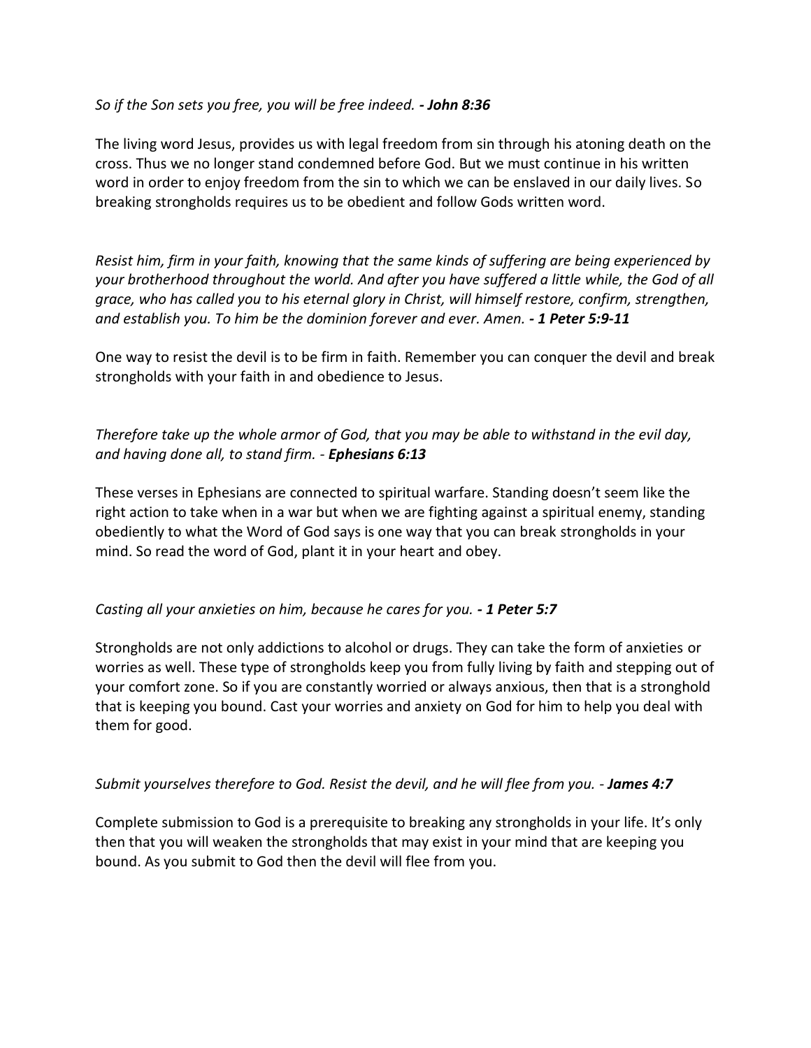*So if the Son sets you free, you will be free indeed.* ***- John 8:36***

The living word Jesus, provides us with legal freedom from sin through his atoning death on the cross. Thus we no longer stand condemned before God. But we must continue in his written word in order to enjoy freedom from the sin to which we can be enslaved in our daily lives. So breaking strongholds requires us to be obedient and follow Gods written word.

*Resist him, firm in your faith, knowing that the same kinds of suffering are being experienced by your brotherhood throughout the world. And after you have suffered a little while, the God of all grace, who has called you to his eternal glory in Christ, will himself restore, confirm, strengthen, and establish you. To him be the dominion forever and ever. Amen.* ***- 1 Peter 5:9-11***

One way to resist the devil is to be firm in faith. Remember you can conquer the devil and break strongholds with your faith in and obedience to Jesus.

*Therefore take up the whole armor of God, that you may be able to withstand in the evil day, and having done all, to stand firm. -* ***Ephesians 6:13***

These verses in Ephesians are connected to spiritual warfare. Standing doesn't seem like the right action to take when in a war but when we are fighting against a spiritual enemy, standing obediently to what the Word of God says is one way that you can break strongholds in your mind. So read the word of God, plant it in your heart and obey.

*Casting all your anxieties on him, because he cares for you.* ***- 1 Peter 5:7***

Strongholds are not only addictions to alcohol or drugs. They can take the form of anxieties or worries as well. These type of strongholds keep you from fully living by faith and stepping out of your comfort zone. So if you are constantly worried or always anxious, then that is a stronghold that is keeping you bound. Cast your worries and anxiety on God for him to help you deal with them for good.

*Submit yourselves therefore to God. Resist the devil, and he will flee from you. -* ***James 4:7***

Complete submission to God is a prerequisite to breaking any strongholds in your life. It's only then that you will weaken the strongholds that may exist in your mind that are keeping you bound. As you submit to God then the devil will flee from you.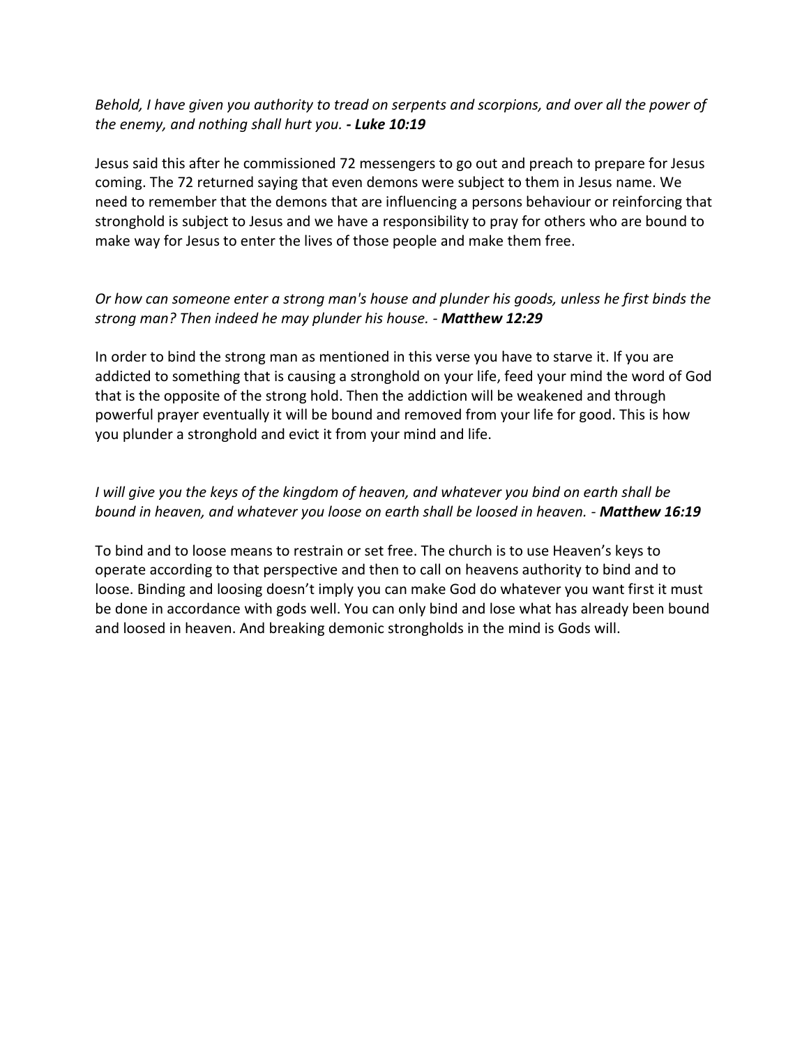*Behold, I have given you authority to tread on serpents and scorpions, and over all the power of the enemy, and nothing shall hurt you.* ***- Luke 10:19***

Jesus said this after he commissioned 72 messengers to go out and preach to prepare for Jesus coming. The 72 returned saying that even demons were subject to them in Jesus name. We need to remember that the demons that are influencing a persons behaviour or reinforcing that stronghold is subject to Jesus and we have a responsibility to pray for others who are bound to make way for Jesus to enter the lives of those people and make them free.

*Or how can someone enter a strong man's house and plunder his goods, unless he first binds the strong man? Then indeed he may plunder his house. -* ***Matthew 12:29***

In order to bind the strong man as mentioned in this verse you have to starve it. If you are addicted to something that is causing a stronghold on your life, feed your mind the word of God that is the opposite of the strong hold. Then the addiction will be weakened and through powerful prayer eventually it will be bound and removed from your life for good. This is how you plunder a stronghold and evict it from your mind and life.

*I will give you the keys of the kingdom of heaven, and whatever you bind on earth shall be bound in heaven, and whatever you loose on earth shall be loosed in heaven. -* ***Matthew 16:19***

To bind and to loose means to restrain or set free. The church is to use Heaven's keys to operate according to that perspective and then to call on heavens authority to bind and to loose. Binding and loosing doesn't imply you can make God do whatever you want first it must be done in accordance with gods well. You can only bind and lose what has already been bound and loosed in heaven. And breaking demonic strongholds in the mind is Gods will.